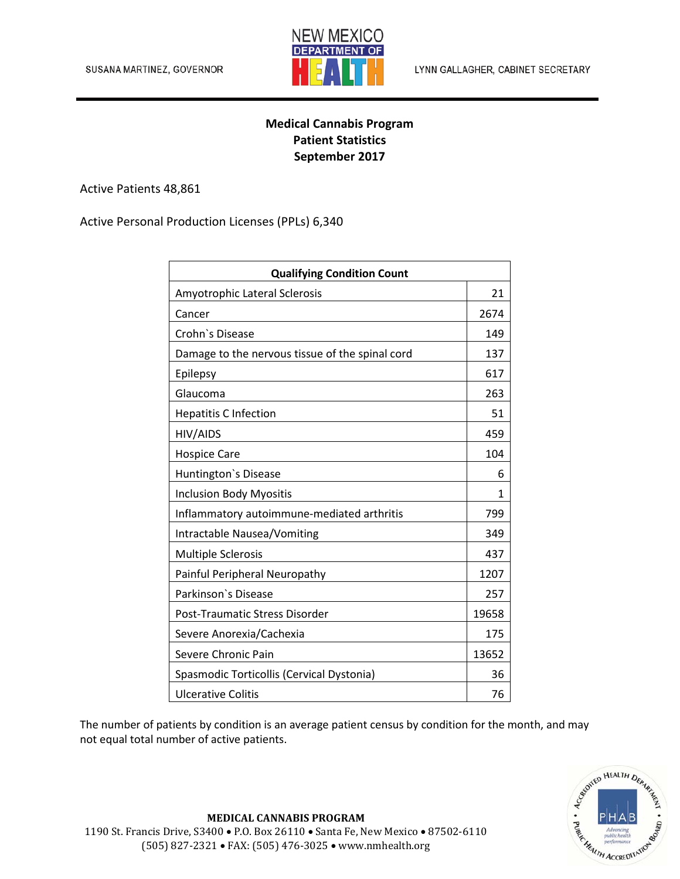SUSANA MARTINEZ, GOVERNOR

NEW MEXICO DEPARTMENT OF HEALTH

LYNN GALLAGHER, CABINET SECRETARY

**Medical Cannabis Program**
**Patient Statistics**
**September 2017**

Active Patients 48,861

Active Personal Production Licenses (PPLs) 6,340

| **Qualifying Condition Count** | |
|---|---|
| Amyotrophic Lateral Sclerosis | 21 |
| Cancer | 2674 |
| Crohn`s Disease | 149 |
| Damage to the nervous tissue of the spinal cord | 137 |
| Epilepsy | 617 |
| Glaucoma | 263 |
| Hepatitis C Infection | 51 |
| HIV/AIDS | 459 |
| Hospice Care | 104 |
| Huntington`s Disease | 6 |
| Inclusion Body Myositis | 1 |
| Inflammatory autoimmune-mediated arthritis | 799 |
| Intractable Nausea/Vomiting | 349 |
| Multiple Sclerosis | 437 |
| Painful Peripheral Neuropathy | 1207 |
| Parkinson`s Disease | 257 |
| Post-Traumatic Stress Disorder | 19658 |
| Severe Anorexia/Cachexia | 175 |
| Severe Chronic Pain | 13652 |
| Spasmodic Torticollis (Cervical Dystonia) | 36 |
| Ulcerative Colitis | 76 |

The number of patients by condition is an average patient census by condition for the month, and may not equal total number of active patients.

**MEDICAL CANNABIS PROGRAM**
1190 St. Francis Drive, S3400 • P.O. Box 26110 • Santa Fe, New Mexico • 87502-6110
(505) 827-2321 • FAX: (505) 476-3025 • www.nmhealth.org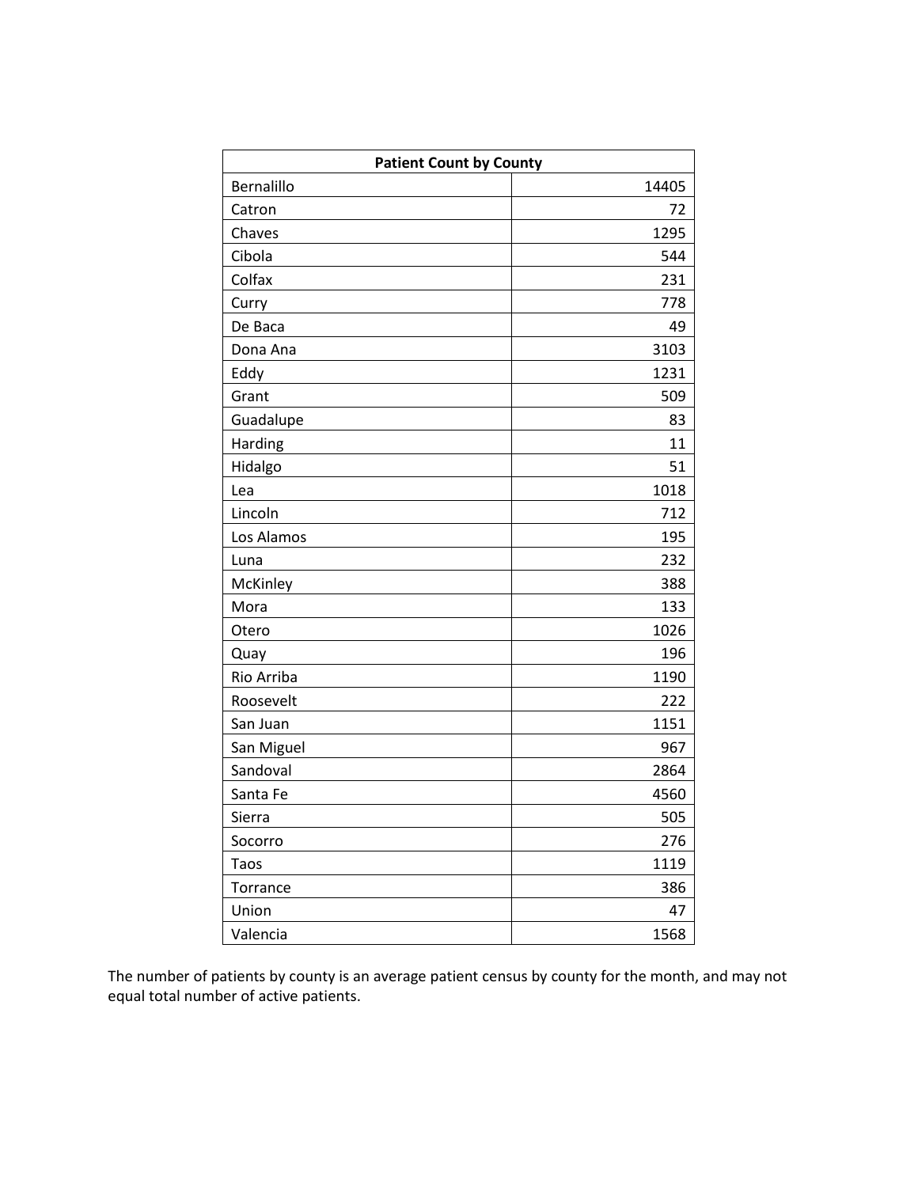| Patient Count by County | |
|---|---|
| Bernalillo | 14405 |
| Catron | 72 |
| Chaves | 1295 |
| Cibola | 544 |
| Colfax | 231 |
| Curry | 778 |
| De Baca | 49 |
| Dona Ana | 3103 |
| Eddy | 1231 |
| Grant | 509 |
| Guadalupe | 83 |
| Harding | 11 |
| Hidalgo | 51 |
| Lea | 1018 |
| Lincoln | 712 |
| Los Alamos | 195 |
| Luna | 232 |
| McKinley | 388 |
| Mora | 133 |
| Otero | 1026 |
| Quay | 196 |
| Rio Arriba | 1190 |
| Roosevelt | 222 |
| San Juan | 1151 |
| San Miguel | 967 |
| Sandoval | 2864 |
| Santa Fe | 4560 |
| Sierra | 505 |
| Socorro | 276 |
| Taos | 1119 |
| Torrance | 386 |
| Union | 47 |
| Valencia | 1568 |

The number of patients by county is an average patient census by county for the month, and may not equal total number of active patients.